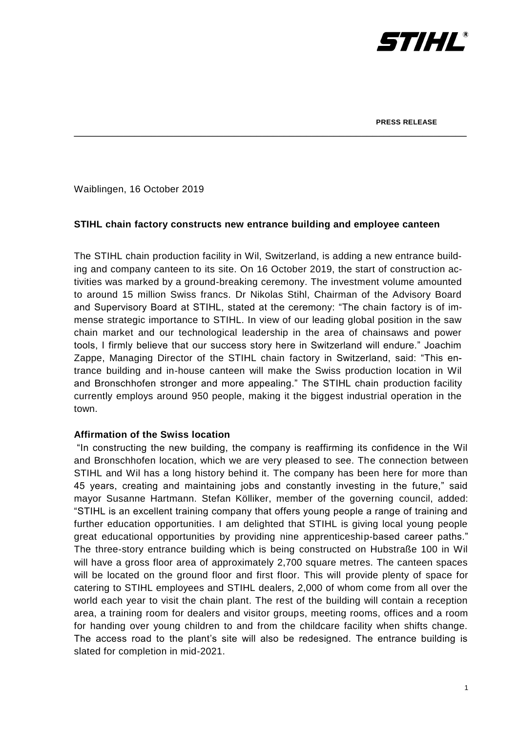PRESS RELEASE

Waiblingen, 16 October 2019

**STIHL chain factory constructs new entrance building and employee canteen**

The STIHL chain production facility in Wil, Switzerland, is adding a new entrance building and company canteen to its site. On 16 October 2019, the start of construction activities was marked by a ground-breaking ceremony. The investment volume amounted to around 15 million Swiss francs. Dr Nikolas Stihl, Chairman of the Advisory Board and Supervisory Board at STIHL, stated at the ceremony: "The chain factory is of immense strategic importance to STIHL. In view of our leading global position in the saw chain market and our technological leadership in the area of chainsaws and power tools, I firmly believe that our success story here in Switzerland will endure." Joachim Zappe, Managing Director of the STIHL chain factory in Switzerland, said: "This entrance building and in-house canteen will make the Swiss production location in Wil and Bronschhofen stronger and more appealing." The STIHL chain production facility currently employs around 950 people, making it the biggest industrial operation in the town.

**Affirmation of the Swiss location**

"In constructing the new building, the company is reaffirming its confidence in the Wil and Bronschhofen location, which we are very pleased to see. The connection between STIHL and Wil has a long history behind it. The company has been here for more than 45 years, creating and maintaining jobs and constantly investing in the future," said mayor Susanne Hartmann. Stefan Kölliker, member of the governing council, added: "STIHL is an excellent training company that offers young people a range of training and further education opportunities. I am delighted that STIHL is giving local young people great educational opportunities by providing nine apprenticeship-based career paths." The three-story entrance building which is being constructed on Hubstraße 100 in Wil will have a gross floor area of approximately 2,700 square metres. The canteen spaces will be located on the ground floor and first floor. This will provide plenty of space for catering to STIHL employees and STIHL dealers, 2,000 of whom come from all over the world each year to visit the chain plant. The rest of the building will contain a reception area, a training room for dealers and visitor groups, meeting rooms, offices and a room for handing over young children to and from the childcare facility when shifts change. The access road to the plant's site will also be redesigned. The entrance building is slated for completion in mid-2021.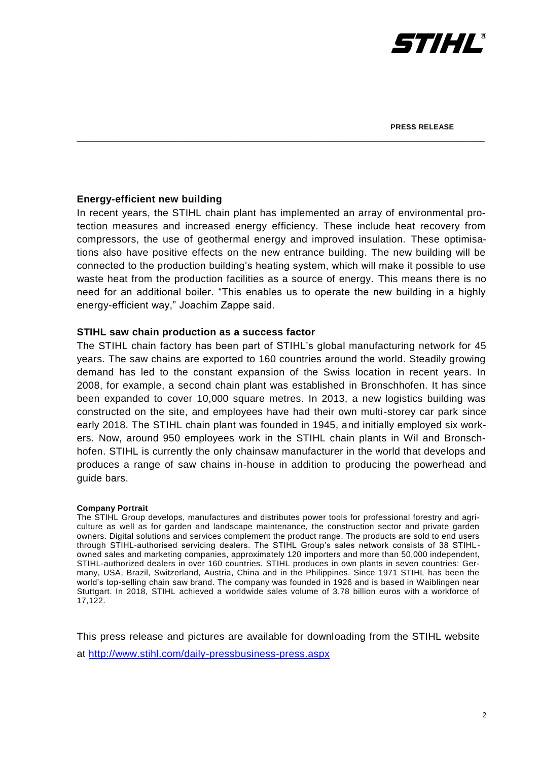## Energy-efficient new building

In recent years, the STIHL chain plant has implemented an array of environmental protection measures and increased energy efficiency. These include heat recovery from compressors, the use of geothermal energy and improved insulation. These optimisations also have positive effects on the new entrance building. The new building will be connected to the production building's heating system, which will make it possible to use waste heat from the production facilities as a source of energy. This means there is no need for an additional boiler. "This enables us to operate the new building in a highly energy-efficient way," Joachim Zappe said.

## STIHL saw chain production as a success factor

The STIHL chain factory has been part of STIHL's global manufacturing network for 45 years. The saw chains are exported to 160 countries around the world. Steadily growing demand has led to the constant expansion of the Swiss location in recent years. In 2008, for example, a second chain plant was established in Bronschhofen. It has since been expanded to cover 10,000 square metres. In 2013, a new logistics building was constructed on the site, and employees have had their own multi-storey car park since early 2018. The STIHL chain plant was founded in 1945, and initially employed six workers. Now, around 950 employees work in the STIHL chain plants in Wil and Bronschhofen. STIHL is currently the only chainsaw manufacturer in the world that develops and produces a range of saw chains in-house in addition to producing the powerhead and guide bars.

**Company Portrait**

The STIHL Group develops, manufactures and distributes power tools for professional forestry and agriculture as well as for garden and landscape maintenance, the construction sector and private garden owners. Digital solutions and services complement the product range. The products are sold to end users through STIHL-authorised servicing dealers. The STIHL Group's sales network consists of 38 STIHL-owned sales and marketing companies, approximately 120 importers and more than 50,000 independent, STIHL-authorized dealers in over 160 countries. STIHL produces in own plants in seven countries: Germany, USA, Brazil, Switzerland, Austria, China and in the Philippines. Since 1971 STIHL has been the world's top-selling chain saw brand. The company was founded in 1926 and is based in Waiblingen near Stuttgart. In 2018, STIHL achieved a worldwide sales volume of 3.78 billion euros with a workforce of 17,122.

This press release and pictures are available for downloading from the STIHL website at http://www.stihl.com/daily-pressbusiness-press.aspx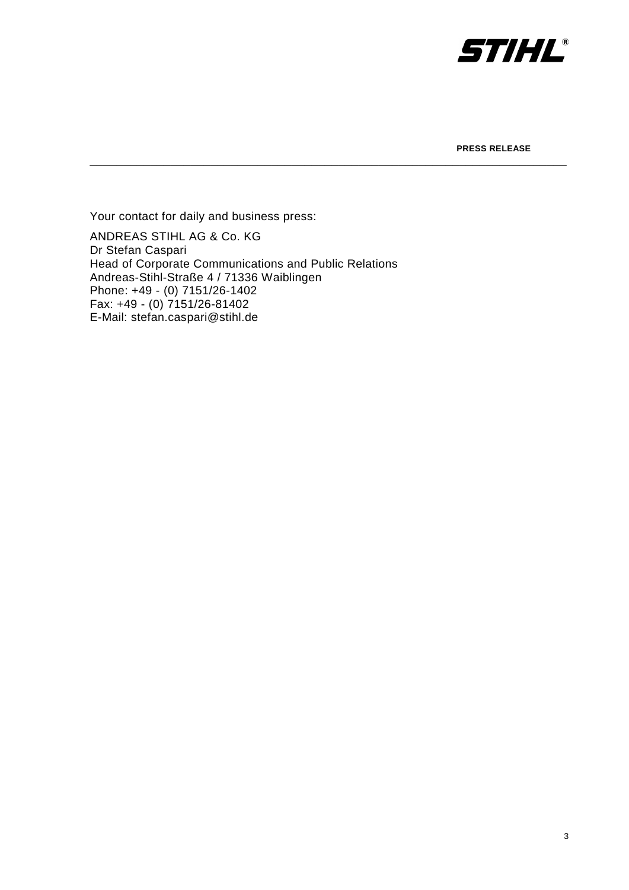**PRESS RELEASE**

Your contact for daily and business press:

ANDREAS STIHL AG & Co. KG
Dr Stefan Caspari
Head of Corporate Communications and Public Relations
Andreas-Stihl-Straße 4 / 71336 Waiblingen
Phone: +49 - (0) 7151/26-1402
Fax: +49 - (0) 7151/26-81402
E-Mail: stefan.caspari@stihl.de